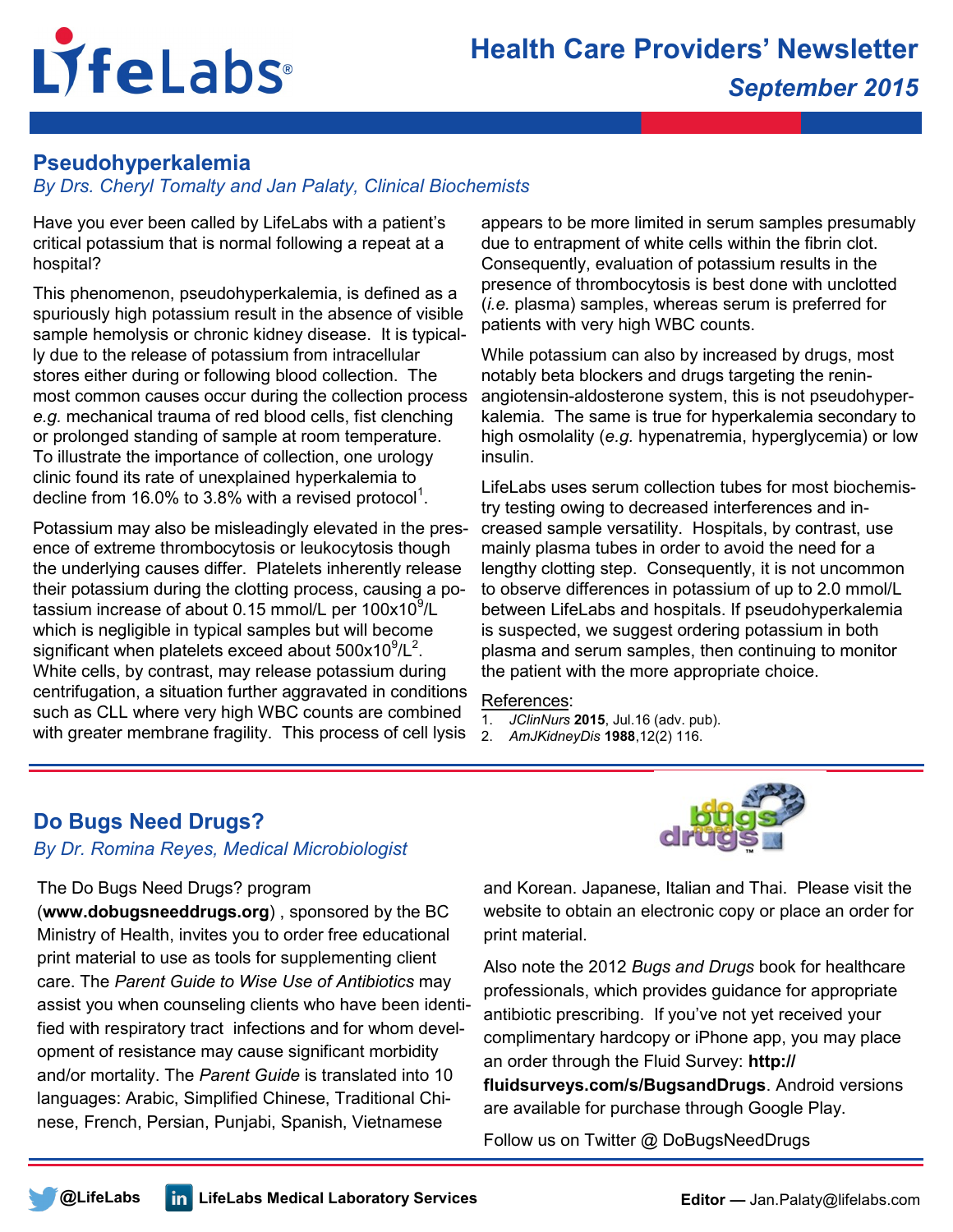# Health Care Providers' Newsletter

*September 2015*

## Pseudohyperkalemia

*By Drs. Cheryl Tomalty and Jan Palaty, Clinical Biochemists*

Have you ever been called by LifeLabs with a patient's critical potassium that is normal following a repeat at a hospital?

This phenomenon, pseudohyperkalemia, is defined as a spuriously high potassium result in the absence of visible sample hemolysis or chronic kidney disease. It is typically due to the release of potassium from intracellular stores either during or following blood collection. The most common causes occur during the collection process *e.g.* mechanical trauma of red blood cells, fist clenching or prolonged standing of sample at room temperature. To illustrate the importance of collection, one urology clinic found its rate of unexplained hyperkalemia to decline from 16.0% to 3.8% with a revised protocol[1].

Potassium may also be misleadingly elevated in the presence of extreme thrombocytosis or leukocytosis though the underlying causes differ. Platelets inherently release their potassium during the clotting process, causing a potassium increase of about 0.15 mmol/L per $100x10^9$/L which is negligible in typical samples but will become significant when platelets exceed about $500x10^9/L$[2]. White cells, by contrast, may release potassium during centrifugation, a situation further aggravated in conditions such as CLL where very high WBC counts are combined with greater membrane fragility. This process of cell lysis appears to be more limited in serum samples presumably due to entrapment of white cells within the fibrin clot. Consequently, evaluation of potassium results in the presence of thrombocytosis is best done with unclotted (*i.e.* plasma) samples, whereas serum is preferred for patients with very high WBC counts.

While potassium can also by increased by drugs, most notably beta blockers and drugs targeting the renin-angiotensin-aldosterone system, this is not pseudohyperkalemia. The same is true for hyperkalemia secondary to high osmolality (*e.g.* hypenatremia, hyperglycemia) or low insulin.

LifeLabs uses serum collection tubes for most biochemistry testing owing to decreased interferences and increased sample versatility. Hospitals, by contrast, use mainly plasma tubes in order to avoid the need for a lengthy clotting step. Consequently, it is not uncommon to observe differences in potassium of up to 2.0 mmol/L between LifeLabs and hospitals. If pseudohyperkalemia is suspected, we suggest ordering potassium in both plasma and serum samples, then continuing to monitor the patient with the more appropriate choice.

References:

1. *JClinNurs* **2015**, Jul.16 (adv. pub).
2. *AmJKidneyDis* **1988**,12(2) 116.

## Do Bugs Need Drugs?

*By Dr. Romina Reyes, Medical Microbiologist*

The Do Bugs Need Drugs? program (**www.dobugsneeddrugs.org**) , sponsored by the BC Ministry of Health, invites you to order free educational print material to use as tools for supplementing client care. The *Parent Guide to Wise Use of Antibiotics* may assist you when counseling clients who have been identified with respiratory tract infections and for whom development of resistance may cause significant morbidity and/or mortality. The *Parent Guide* is translated into 10 languages: Arabic, Simplified Chinese, Traditional Chinese, French, Persian, Punjabi, Spanish, Vietnamese and Korean. Japanese, Italian and Thai. Please visit the website to obtain an electronic copy or place an order for print material.

Also note the 2012 *Bugs and Drugs* book for healthcare professionals, which provides guidance for appropriate antibiotic prescribing. If you've not yet received your complimentary hardcopy or iPhone app, you may place an order through the Fluid Survey: **http://fluidsurveys.com/s/BugsandDrugs**. Android versions are available for purchase through Google Play.

Follow us on Twitter @ DoBugsNeedDrugs

@LifeLabs LifeLabs Medical Laboratory Services **Editor —** Jan.Palaty@lifelabs.com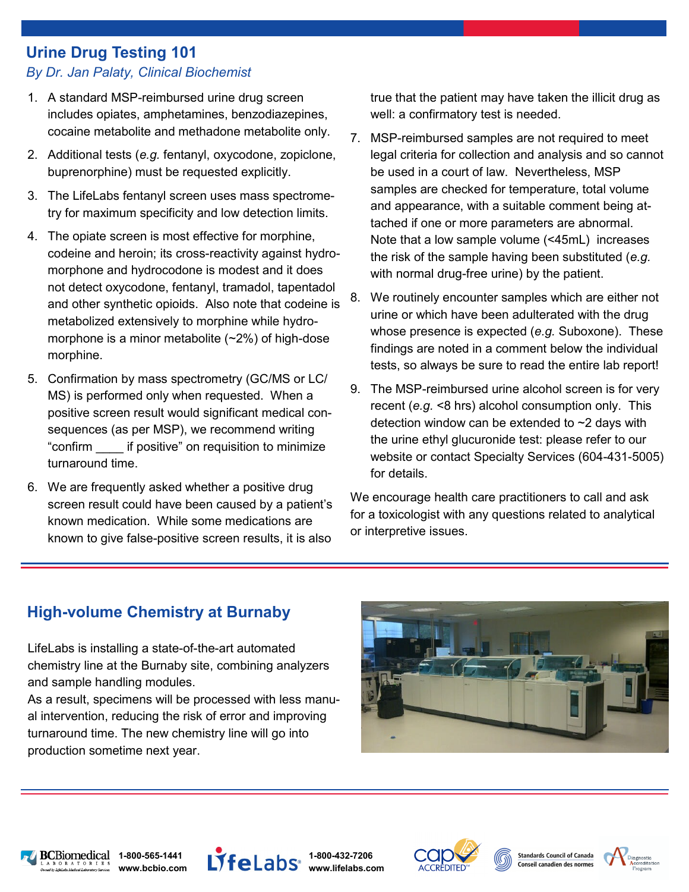## Urine Drug Testing 101

*By Dr. Jan Palaty, Clinical Biochemist*

1. A standard MSP-reimbursed urine drug screen includes opiates, amphetamines, benzodiazepines, cocaine metabolite and methadone metabolite only.
2. Additional tests (*e.g.* fentanyl, oxycodone, zopiclone, buprenorphine) must be requested explicitly.
3. The LifeLabs fentanyl screen uses mass spectrometry for maximum specificity and low detection limits.
4. The opiate screen is most effective for morphine, codeine and heroin; its cross-reactivity against hydromorphone and hydrocodone is modest and it does not detect oxycodone, fentanyl, tramadol, tapentadol and other synthetic opioids. Also note that codeine is metabolized extensively to morphine while hydromorphone is a minor metabolite (~2%) of high-dose morphine.
5. Confirmation by mass spectrometry (GC/MS or LC/MS) is performed only when requested. When a positive screen result would significant medical consequences (as per MSP), we recommend writing "confirm ____ if positive" on requisition to minimize turnaround time.
6. We are frequently asked whether a positive drug screen result could have been caused by a patient's known medication. While some medications are known to give false-positive screen results, it is also true that the patient may have taken the illicit drug as well: a confirmatory test is needed.
7. MSP-reimbursed samples are not required to meet legal criteria for collection and analysis and so cannot be used in a court of law. Nevertheless, MSP samples are checked for temperature, total volume and appearance, with a suitable comment being attached if one or more parameters are abnormal. Note that a low sample volume (<45mL) increases the risk of the sample having been substituted (*e.g.* with normal drug-free urine) by the patient.
8. We routinely encounter samples which are either not urine or which have been adulterated with the drug whose presence is expected (*e.g.* Suboxone). These findings are noted in a comment below the individual tests, so always be sure to read the entire lab report!
9. The MSP-reimbursed urine alcohol screen is for very recent (*e.g.* <8 hrs) alcohol consumption only. This detection window can be extended to ~2 days with the urine ethyl glucuronide test: please refer to our website or contact Specialty Services (604-431-5005) for details.

We encourage health care practitioners to call and ask for a toxicologist with any questions related to analytical or interpretive issues.

## High-volume Chemistry at Burnaby

LifeLabs is installing a state-of-the-art automated chemistry line at the Burnaby site, combining analyzers and sample handling modules.

As a result, specimens will be processed with less manual intervention, reducing the risk of error and improving turnaround time. The new chemistry line will go into production sometime next year.

BCBiomedical Laboratories 1-800-565-1441 www.bcbio.com

LifeLabs 1-800-432-7206 www.lifelabs.com